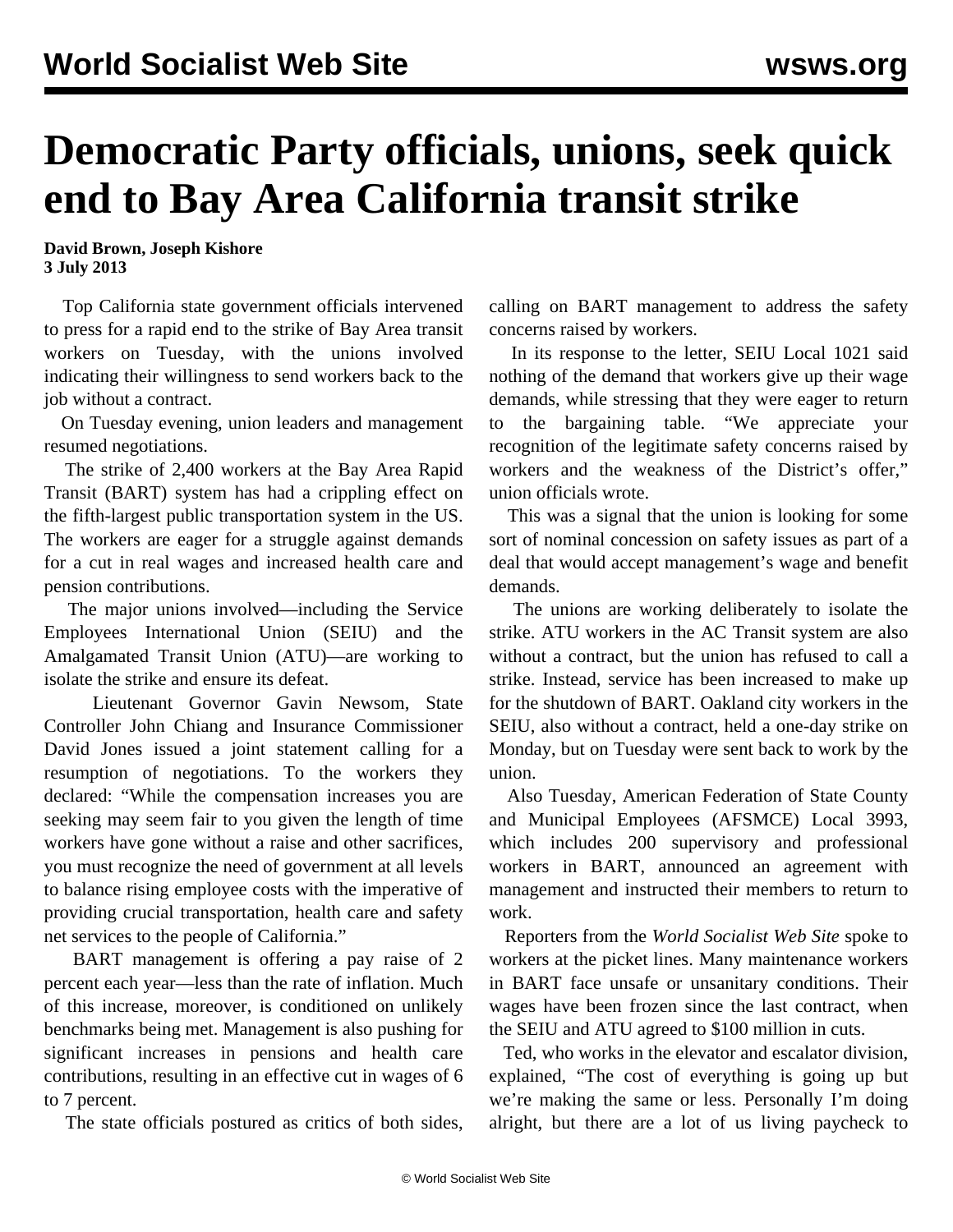# Democratic Party officials, unions, seek quick end to Bay Area California transit strike

**David Brown, Joseph Kishore**
**3 July 2013**

Top California state government officials intervened to press for a rapid end to the strike of Bay Area transit workers on Tuesday, with the unions involved indicating their willingness to send workers back to the job without a contract.

On Tuesday evening, union leaders and management resumed negotiations.

The strike of 2,400 workers at the Bay Area Rapid Transit (BART) system has had a crippling effect on the fifth-largest public transportation system in the US. The workers are eager for a struggle against demands for a cut in real wages and increased health care and pension contributions.

The major unions involved—including the Service Employees International Union (SEIU) and the Amalgamated Transit Union (ATU)—are working to isolate the strike and ensure its defeat.

Lieutenant Governor Gavin Newsom, State Controller John Chiang and Insurance Commissioner David Jones issued a joint statement calling for a resumption of negotiations. To the workers they declared: "While the compensation increases you are seeking may seem fair to you given the length of time workers have gone without a raise and other sacrifices, you must recognize the need of government at all levels to balance rising employee costs with the imperative of providing crucial transportation, health care and safety net services to the people of California."

BART management is offering a pay raise of 2 percent each year—less than the rate of inflation. Much of this increase, moreover, is conditioned on unlikely benchmarks being met. Management is also pushing for significant increases in pensions and health care contributions, resulting in an effective cut in wages of 6 to 7 percent.

The state officials postured as critics of both sides, calling on BART management to address the safety concerns raised by workers.

In its response to the letter, SEIU Local 1021 said nothing of the demand that workers give up their wage demands, while stressing that they were eager to return to the bargaining table. "We appreciate your recognition of the legitimate safety concerns raised by workers and the weakness of the District's offer," union officials wrote.

This was a signal that the union is looking for some sort of nominal concession on safety issues as part of a deal that would accept management's wage and benefit demands.

The unions are working deliberately to isolate the strike. ATU workers in the AC Transit system are also without a contract, but the union has refused to call a strike. Instead, service has been increased to make up for the shutdown of BART. Oakland city workers in the SEIU, also without a contract, held a one-day strike on Monday, but on Tuesday were sent back to work by the union.

Also Tuesday, American Federation of State County and Municipal Employees (AFSMCE) Local 3993, which includes 200 supervisory and professional workers in BART, announced an agreement with management and instructed their members to return to work.

Reporters from the *World Socialist Web Site* spoke to workers at the picket lines. Many maintenance workers in BART face unsafe or unsanitary conditions. Their wages have been frozen since the last contract, when the SEIU and ATU agreed to $100 million in cuts.

Ted, who works in the elevator and escalator division, explained, "The cost of everything is going up but we're making the same or less. Personally I'm doing alright, but there are a lot of us living paycheck to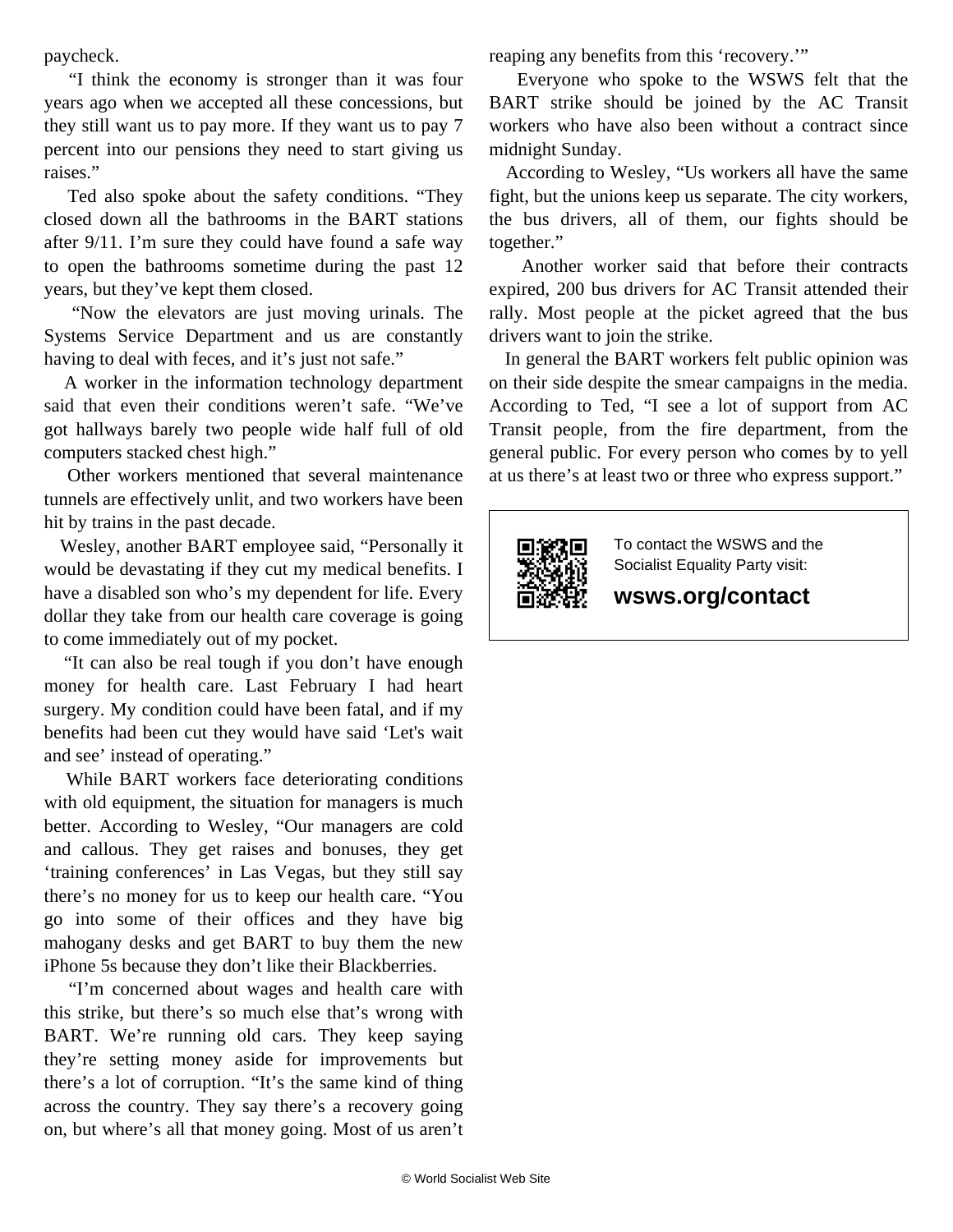paycheck.

"I think the economy is stronger than it was four years ago when we accepted all these concessions, but they still want us to pay more. If they want us to pay 7 percent into our pensions they need to start giving us raises."

Ted also spoke about the safety conditions. "They closed down all the bathrooms in the BART stations after 9/11. I'm sure they could have found a safe way to open the bathrooms sometime during the past 12 years, but they've kept them closed.

"Now the elevators are just moving urinals. The Systems Service Department and us are constantly having to deal with feces, and it's just not safe."

A worker in the information technology department said that even their conditions weren't safe. "We've got hallways barely two people wide half full of old computers stacked chest high."

Other workers mentioned that several maintenance tunnels are effectively unlit, and two workers have been hit by trains in the past decade.

Wesley, another BART employee said, "Personally it would be devastating if they cut my medical benefits. I have a disabled son who's my dependent for life. Every dollar they take from our health care coverage is going to come immediately out of my pocket.

"It can also be real tough if you don't have enough money for health care. Last February I had heart surgery. My condition could have been fatal, and if my benefits had been cut they would have said 'Let's wait and see' instead of operating."

While BART workers face deteriorating conditions with old equipment, the situation for managers is much better. According to Wesley, "Our managers are cold and callous. They get raises and bonuses, they get 'training conferences' in Las Vegas, but they still say there's no money for us to keep our health care. "You go into some of their offices and they have big mahogany desks and get BART to buy them the new iPhone 5s because they don't like their Blackberries.

"I'm concerned about wages and health care with this strike, but there's so much else that's wrong with BART. We're running old cars. They keep saying they're setting money aside for improvements but there's a lot of corruption. "It's the same kind of thing across the country. They say there's a recovery going on, but where's all that money going. Most of us aren't reaping any benefits from this 'recovery.'"

Everyone who spoke to the WSWS felt that the BART strike should be joined by the AC Transit workers who have also been without a contract since midnight Sunday.

According to Wesley, "Us workers all have the same fight, but the unions keep us separate. The city workers, the bus drivers, all of them, our fights should be together."

Another worker said that before their contracts expired, 200 bus drivers for AC Transit attended their rally. Most people at the picket agreed that the bus drivers want to join the strike.

In general the BART workers felt public opinion was on their side despite the smear campaigns in the media. According to Ted, "I see a lot of support from AC Transit people, from the fire department, from the general public. For every person who comes by to yell at us there's at least two or three who express support."

To contact the WSWS and the Socialist Equality Party visit:

**wsws.org/contact**